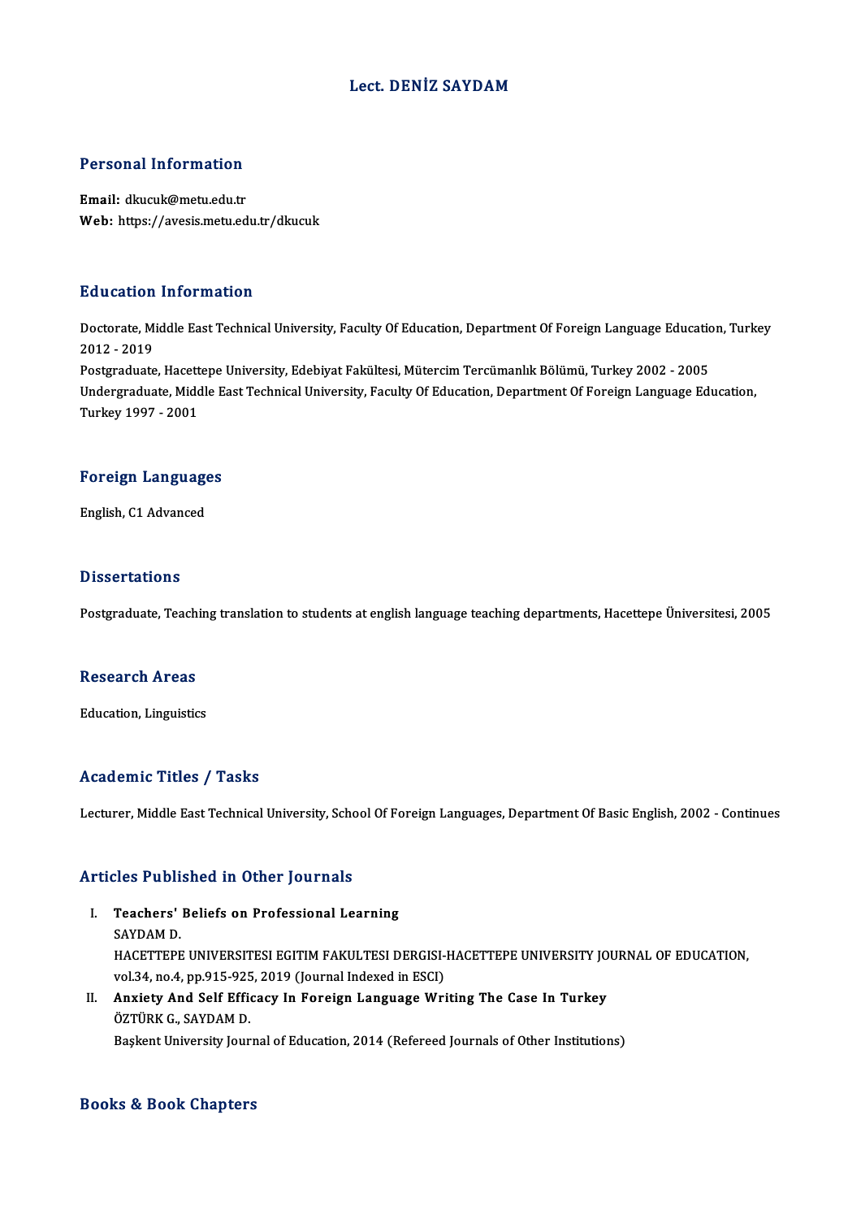# Lect. DENİZ SAYDAM

## Personal Information

**Email:** dkucuk@metu.edu.tr
**Web:** https://avesis.metu.edu.tr/dkucuk

## Education Information

Doctorate, Middle East Technical University, Faculty Of Education, Department Of Foreign Language Education, Turkey 2012 - 2019
Postgraduate, Hacettepe University, Edebiyat Fakültesi, Mütercim Tercümanlık Bölümü, Turkey 2002 - 2005
Undergraduate, Middle East Technical University, Faculty Of Education, Department Of Foreign Language Education, Turkey 1997 - 2001

## Foreign Languages

English, C1 Advanced

## Dissertations

Postgraduate, Teaching translation to students at english language teaching departments, Hacettepe Üniversitesi, 2005

## Research Areas

Education, Linguistics

## Academic Titles / Tasks

Lecturer, Middle East Technical University, School Of Foreign Languages, Department Of Basic English, 2002 - Continues

## Articles Published in Other Journals

I. **Teachers' Beliefs on Professional Learning**
SAYDAM D.
HACETTEPE UNIVERSITESI EGITIM FAKULTESI DERGISI-HACETTEPE UNIVERSITY JOURNAL OF EDUCATION, vol.34, no.4, pp.915-925, 2019 (Journal Indexed in ESCI)

II. **Anxiety And Self Efficacy In Foreign Language Writing The Case In Turkey**
ÖZTÜRK G., SAYDAM D.
Başkent University Journal of Education, 2014 (Refereed Journals of Other Institutions)

## Books & Book Chapters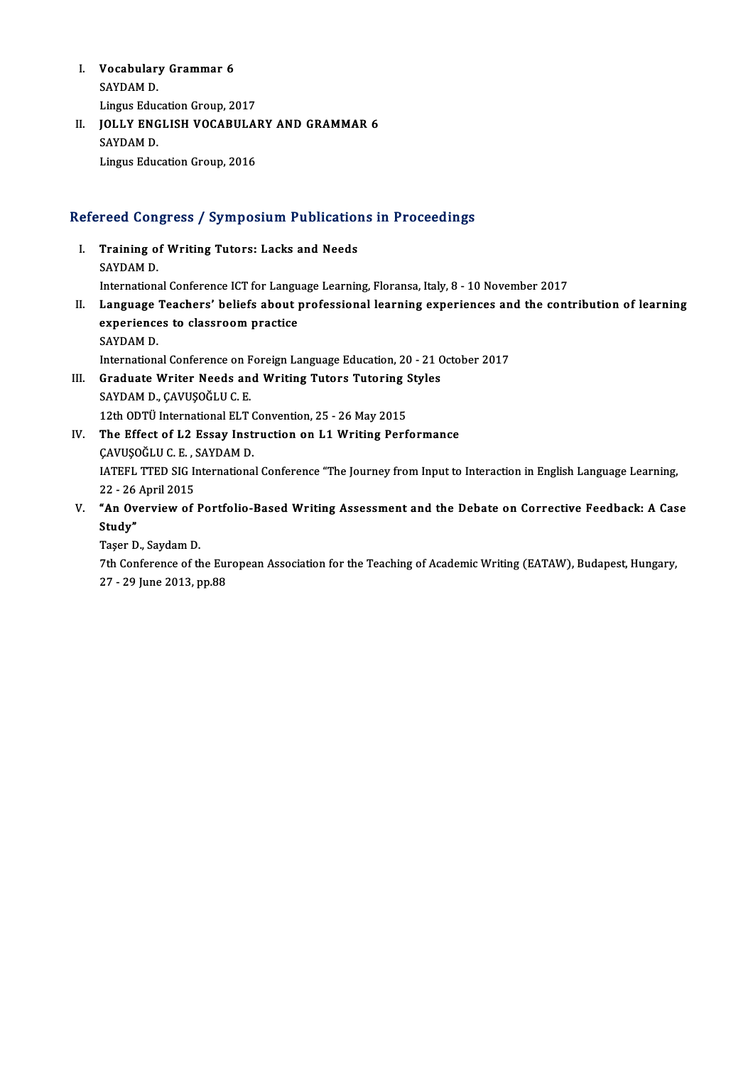I. **Vocabulary Grammar 6**
   SAYDAM D.
   Lingus Education Group, 2017
II. **JOLLY ENGLISH VOCABULARY AND GRAMMAR 6**
   SAYDAM D.
   Lingus Education Group, 2016

## Refereed Congress / Symposium Publications in Proceedings

I. **Training of Writing Tutors: Lacks and Needs**
   SAYDAM D.
   International Conference ICT for Language Learning, Floransa, Italy, 8 - 10 November 2017
II. **Language Teachers' beliefs about professional learning experiences and the contribution of learning experiences to classroom practice**
   SAYDAM D.
   International Conference on Foreign Language Education, 20 - 21 October 2017
III. **Graduate Writer Needs and Writing Tutors Tutoring Styles**
   SAYDAM D., ÇAVUŞOĞLU C. E.
   12th ODTÜ International ELT Convention, 25 - 26 May 2015
IV. **The Effect of L2 Essay Instruction on L1 Writing Performance**
   ÇAVUŞOĞLU C. E. , SAYDAM D.
   IATEFL TTED SIG International Conference "The Journey from Input to Interaction in English Language Learning, 22 - 26 April 2015
V. **"An Overview of Portfolio-Based Writing Assessment and the Debate on Corrective Feedback: A Case Study"**
   Taşer D., Saydam D.
   7th Conference of the European Association for the Teaching of Academic Writing (EATAW), Budapest, Hungary, 27 - 29 June 2013, pp.88